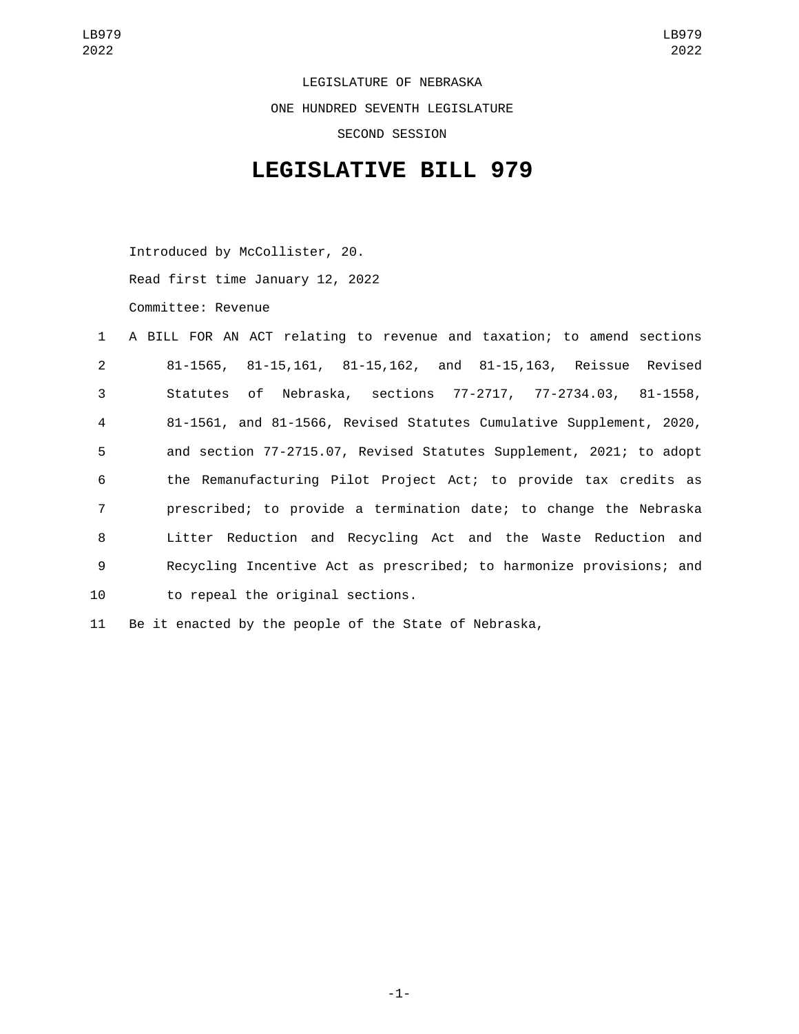LEGISLATURE OF NEBRASKA

ONE HUNDRED SEVENTH LEGISLATURE

SECOND SESSION

# LEGISLATIVE BILL 979

Introduced by McCollister, 20.

Read first time January 12, 2022

Committee: Revenue

1 A BILL FOR AN ACT relating to revenue and taxation; to amend sections
2 81-1565, 81-15,161, 81-15,162, and 81-15,163, Reissue Revised
3 Statutes of Nebraska, sections 77-2717, 77-2734.03, 81-1558,
4 81-1561, and 81-1566, Revised Statutes Cumulative Supplement, 2020,
5 and section 77-2715.07, Revised Statutes Supplement, 2021; to adopt
6 the Remanufacturing Pilot Project Act; to provide tax credits as
7 prescribed; to provide a termination date; to change the Nebraska
8 Litter Reduction and Recycling Act and the Waste Reduction and
9 Recycling Incentive Act as prescribed; to harmonize provisions; and
10 to repeal the original sections.

11 Be it enacted by the people of the State of Nebraska,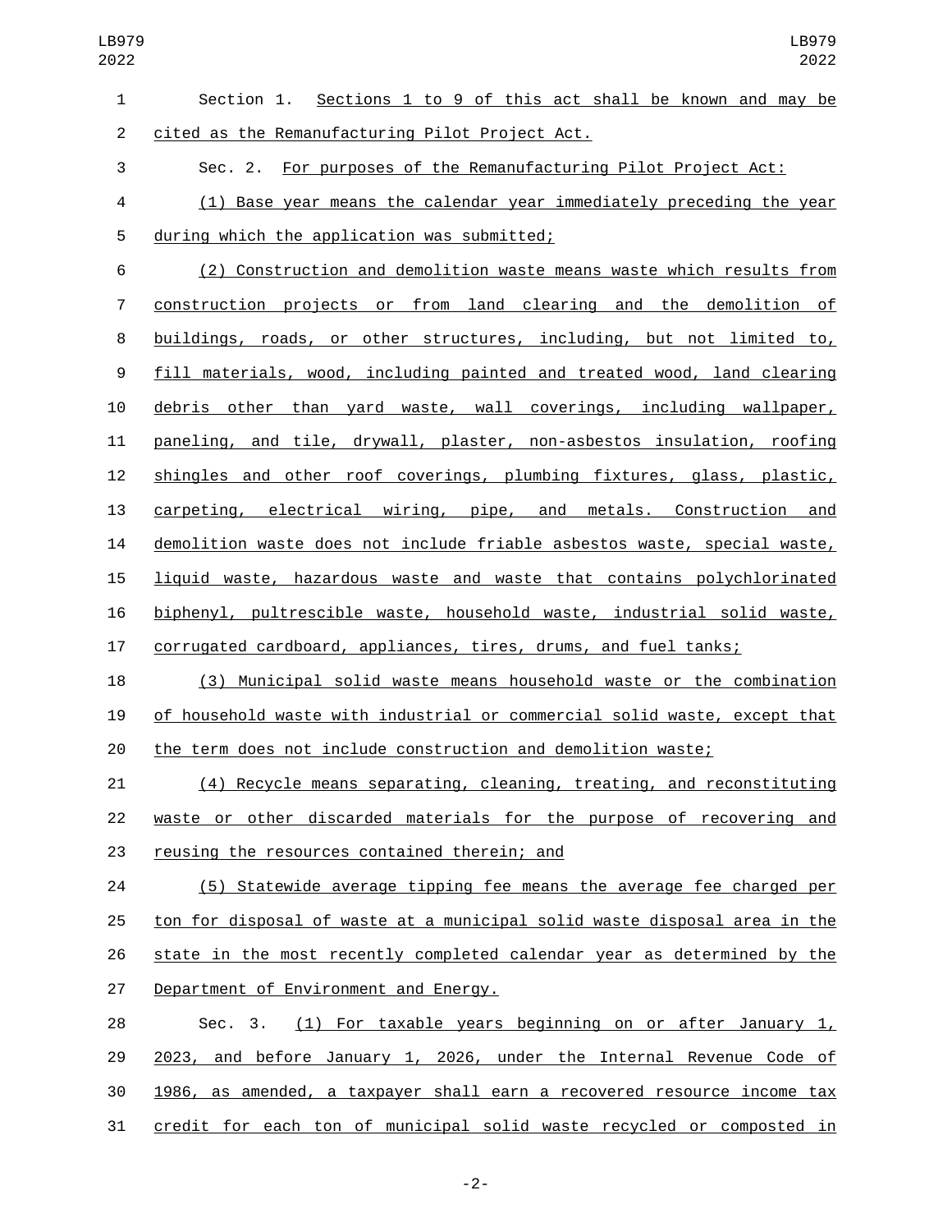Section 1. Sections 1 to 9 of this act shall be known and may be cited as the Remanufacturing Pilot Project Act.

Sec. 2. For purposes of the Remanufacturing Pilot Project Act:

(1) Base year means the calendar year immediately preceding the year during which the application was submitted;

(2) Construction and demolition waste means waste which results from construction projects or from land clearing and the demolition of buildings, roads, or other structures, including, but not limited to, fill materials, wood, including painted and treated wood, land clearing debris other than yard waste, wall coverings, including wallpaper, paneling, and tile, drywall, plaster, non-asbestos insulation, roofing shingles and other roof coverings, plumbing fixtures, glass, plastic, carpeting, electrical wiring, pipe, and metals. Construction and demolition waste does not include friable asbestos waste, special waste, liquid waste, hazardous waste and waste that contains polychlorinated biphenyl, pultrescible waste, household waste, industrial solid waste, corrugated cardboard, appliances, tires, drums, and fuel tanks;

(3) Municipal solid waste means household waste or the combination of household waste with industrial or commercial solid waste, except that the term does not include construction and demolition waste;

(4) Recycle means separating, cleaning, treating, and reconstituting waste or other discarded materials for the purpose of recovering and reusing the resources contained therein; and

(5) Statewide average tipping fee means the average fee charged per ton for disposal of waste at a municipal solid waste disposal area in the state in the most recently completed calendar year as determined by the Department of Environment and Energy.

Sec. 3. (1) For taxable years beginning on or after January 1, 2023, and before January 1, 2026, under the Internal Revenue Code of 1986, as amended, a taxpayer shall earn a recovered resource income tax credit for each ton of municipal solid waste recycled or composted in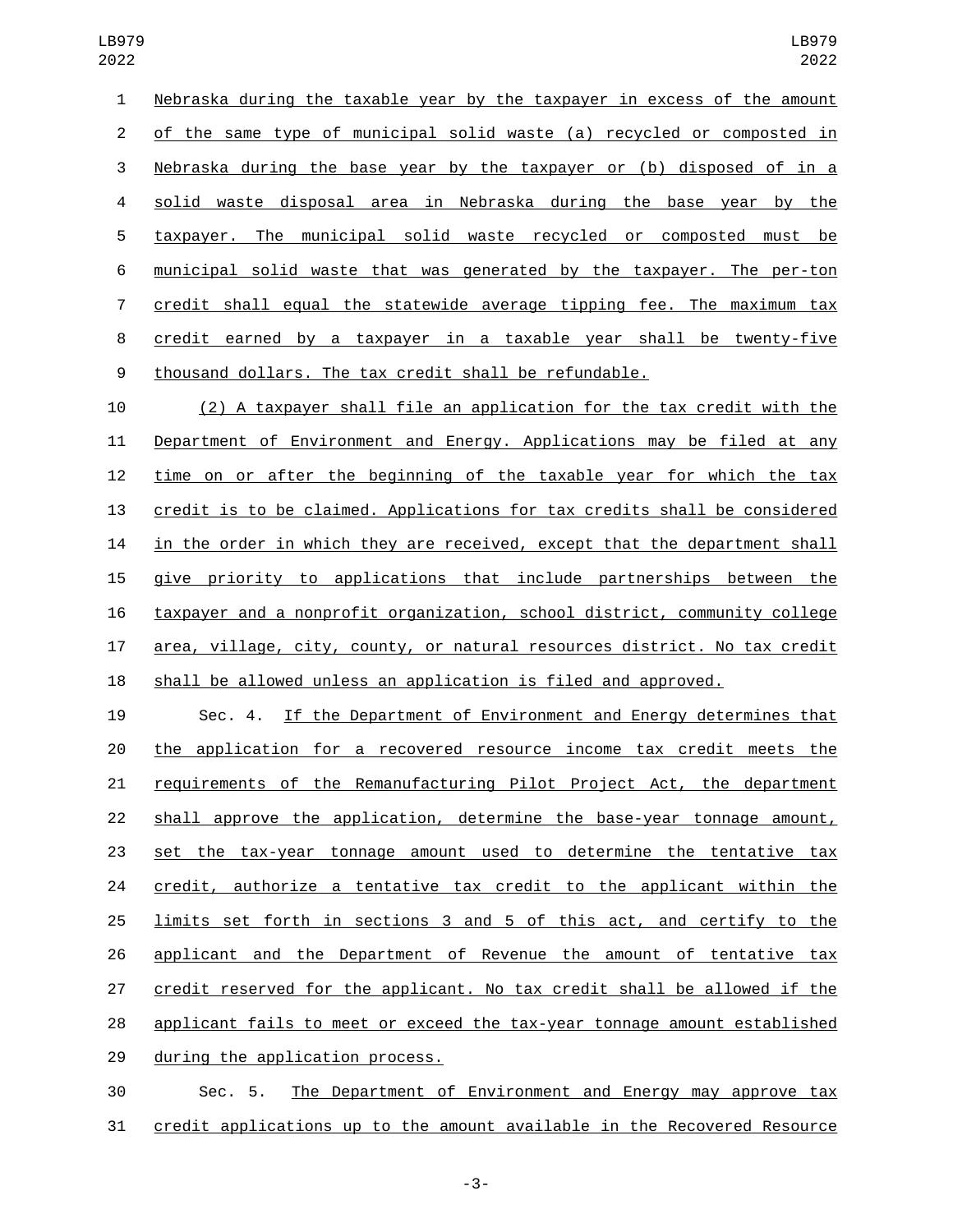Nebraska during the taxable year by the taxpayer in excess of the amount of the same type of municipal solid waste (a) recycled or composted in Nebraska during the base year by the taxpayer or (b) disposed of in a solid waste disposal area in Nebraska during the base year by the taxpayer. The municipal solid waste recycled or composted must be municipal solid waste that was generated by the taxpayer. The per-ton credit shall equal the statewide average tipping fee. The maximum tax credit earned by a taxpayer in a taxable year shall be twenty-five thousand dollars. The tax credit shall be refundable.

(2) A taxpayer shall file an application for the tax credit with the Department of Environment and Energy. Applications may be filed at any time on or after the beginning of the taxable year for which the tax credit is to be claimed. Applications for tax credits shall be considered in the order in which they are received, except that the department shall give priority to applications that include partnerships between the taxpayer and a nonprofit organization, school district, community college area, village, city, county, or natural resources district. No tax credit shall be allowed unless an application is filed and approved.

Sec. 4. If the Department of Environment and Energy determines that the application for a recovered resource income tax credit meets the requirements of the Remanufacturing Pilot Project Act, the department shall approve the application, determine the base-year tonnage amount, set the tax-year tonnage amount used to determine the tentative tax credit, authorize a tentative tax credit to the applicant within the limits set forth in sections 3 and 5 of this act, and certify to the applicant and the Department of Revenue the amount of tentative tax credit reserved for the applicant. No tax credit shall be allowed if the applicant fails to meet or exceed the tax-year tonnage amount established during the application process.

Sec. 5. The Department of Environment and Energy may approve tax credit applications up to the amount available in the Recovered Resource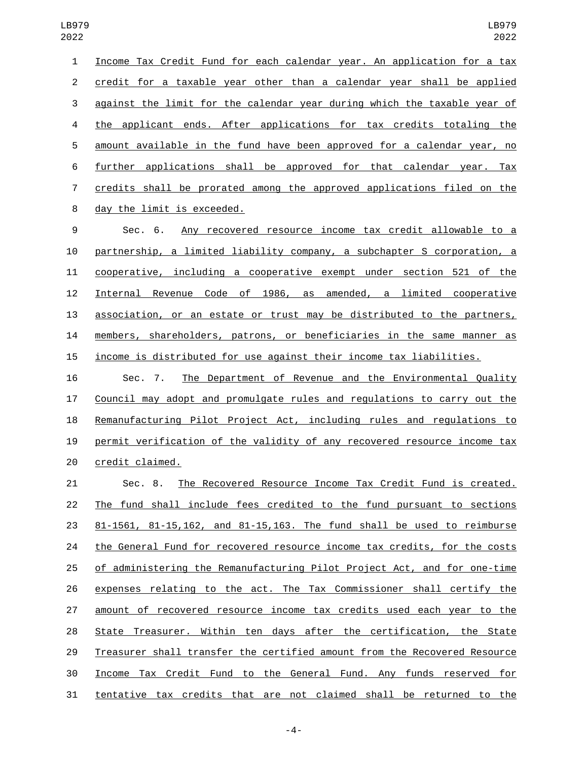Income Tax Credit Fund for each calendar year. An application for a tax credit for a taxable year other than a calendar year shall be applied against the limit for the calendar year during which the taxable year of the applicant ends. After applications for tax credits totaling the amount available in the fund have been approved for a calendar year, no further applications shall be approved for that calendar year. Tax credits shall be prorated among the approved applications filed on the day the limit is exceeded.

Sec. 6. Any recovered resource income tax credit allowable to a partnership, a limited liability company, a subchapter S corporation, a cooperative, including a cooperative exempt under section 521 of the Internal Revenue Code of 1986, as amended, a limited cooperative association, or an estate or trust may be distributed to the partners, members, shareholders, patrons, or beneficiaries in the same manner as income is distributed for use against their income tax liabilities.

Sec. 7. The Department of Revenue and the Environmental Quality Council may adopt and promulgate rules and regulations to carry out the Remanufacturing Pilot Project Act, including rules and regulations to permit verification of the validity of any recovered resource income tax credit claimed.

Sec. 8. The Recovered Resource Income Tax Credit Fund is created. The fund shall include fees credited to the fund pursuant to sections 81-1561, 81-15,162, and 81-15,163. The fund shall be used to reimburse the General Fund for recovered resource income tax credits, for the costs of administering the Remanufacturing Pilot Project Act, and for one-time expenses relating to the act. The Tax Commissioner shall certify the amount of recovered resource income tax credits used each year to the State Treasurer. Within ten days after the certification, the State Treasurer shall transfer the certified amount from the Recovered Resource Income Tax Credit Fund to the General Fund. Any funds reserved for tentative tax credits that are not claimed shall be returned to the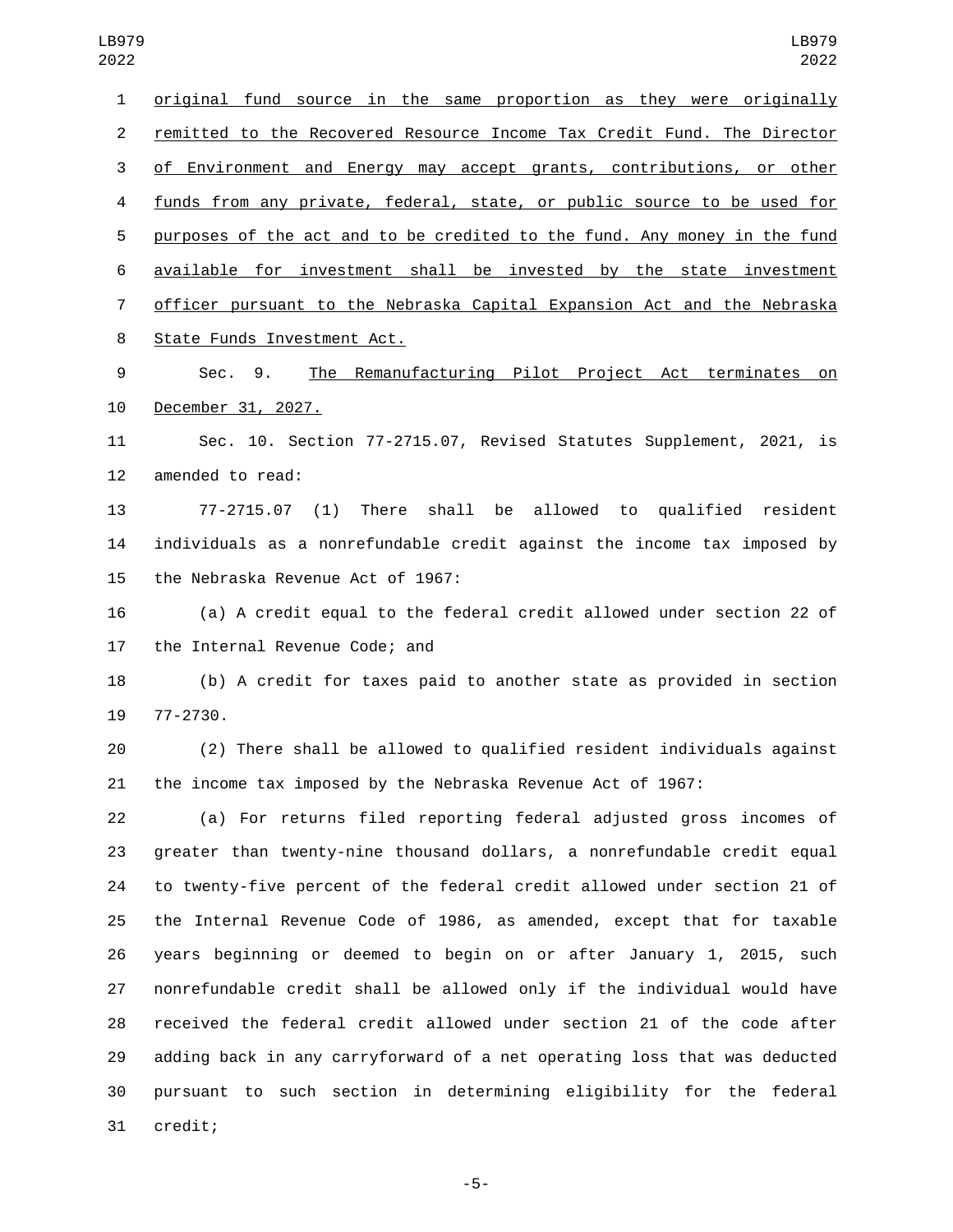original fund source in the same proportion as they were originally remitted to the Recovered Resource Income Tax Credit Fund. The Director of Environment and Energy may accept grants, contributions, or other funds from any private, federal, state, or public source to be used for purposes of the act and to be credited to the fund. Any money in the fund available for investment shall be invested by the state investment officer pursuant to the Nebraska Capital Expansion Act and the Nebraska State Funds Investment Act.

Sec. 9. The Remanufacturing Pilot Project Act terminates on December 31, 2027.

Sec. 10. Section 77-2715.07, Revised Statutes Supplement, 2021, is amended to read:

77-2715.07 (1) There shall be allowed to qualified resident individuals as a nonrefundable credit against the income tax imposed by the Nebraska Revenue Act of 1967:

(a) A credit equal to the federal credit allowed under section 22 of the Internal Revenue Code; and

(b) A credit for taxes paid to another state as provided in section 77-2730.

(2) There shall be allowed to qualified resident individuals against the income tax imposed by the Nebraska Revenue Act of 1967:

(a) For returns filed reporting federal adjusted gross incomes of greater than twenty-nine thousand dollars, a nonrefundable credit equal to twenty-five percent of the federal credit allowed under section 21 of the Internal Revenue Code of 1986, as amended, except that for taxable years beginning or deemed to begin on or after January 1, 2015, such nonrefundable credit shall be allowed only if the individual would have received the federal credit allowed under section 21 of the code after adding back in any carryforward of a net operating loss that was deducted pursuant to such section in determining eligibility for the federal credit;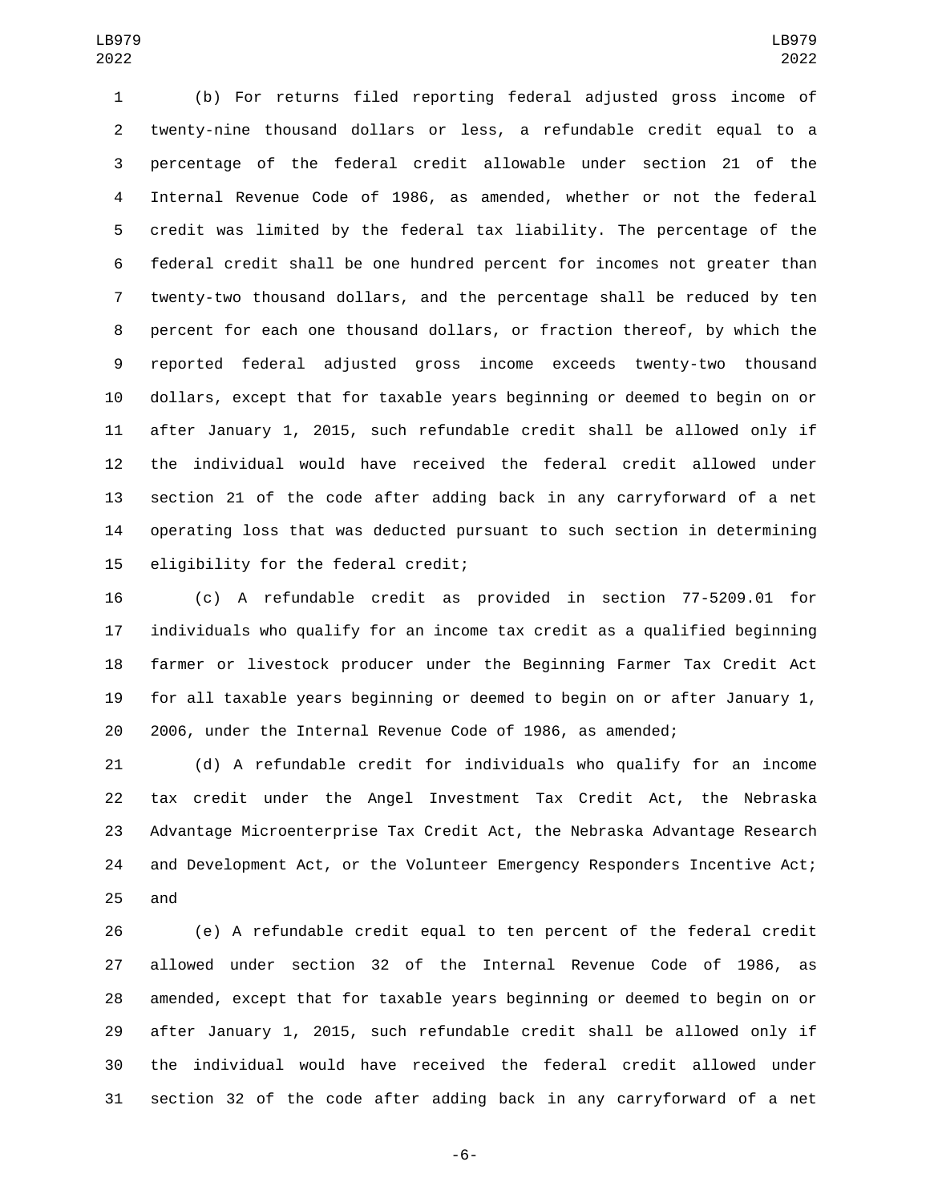(b) For returns filed reporting federal adjusted gross income of twenty-nine thousand dollars or less, a refundable credit equal to a percentage of the federal credit allowable under section 21 of the Internal Revenue Code of 1986, as amended, whether or not the federal credit was limited by the federal tax liability. The percentage of the federal credit shall be one hundred percent for incomes not greater than twenty-two thousand dollars, and the percentage shall be reduced by ten percent for each one thousand dollars, or fraction thereof, by which the reported federal adjusted gross income exceeds twenty-two thousand dollars, except that for taxable years beginning or deemed to begin on or after January 1, 2015, such refundable credit shall be allowed only if the individual would have received the federal credit allowed under section 21 of the code after adding back in any carryforward of a net operating loss that was deducted pursuant to such section in determining eligibility for the federal credit;

(c) A refundable credit as provided in section 77-5209.01 for individuals who qualify for an income tax credit as a qualified beginning farmer or livestock producer under the Beginning Farmer Tax Credit Act for all taxable years beginning or deemed to begin on or after January 1, 2006, under the Internal Revenue Code of 1986, as amended;

(d) A refundable credit for individuals who qualify for an income tax credit under the Angel Investment Tax Credit Act, the Nebraska Advantage Microenterprise Tax Credit Act, the Nebraska Advantage Research and Development Act, or the Volunteer Emergency Responders Incentive Act; and

(e) A refundable credit equal to ten percent of the federal credit allowed under section 32 of the Internal Revenue Code of 1986, as amended, except that for taxable years beginning or deemed to begin on or after January 1, 2015, such refundable credit shall be allowed only if the individual would have received the federal credit allowed under section 32 of the code after adding back in any carryforward of a net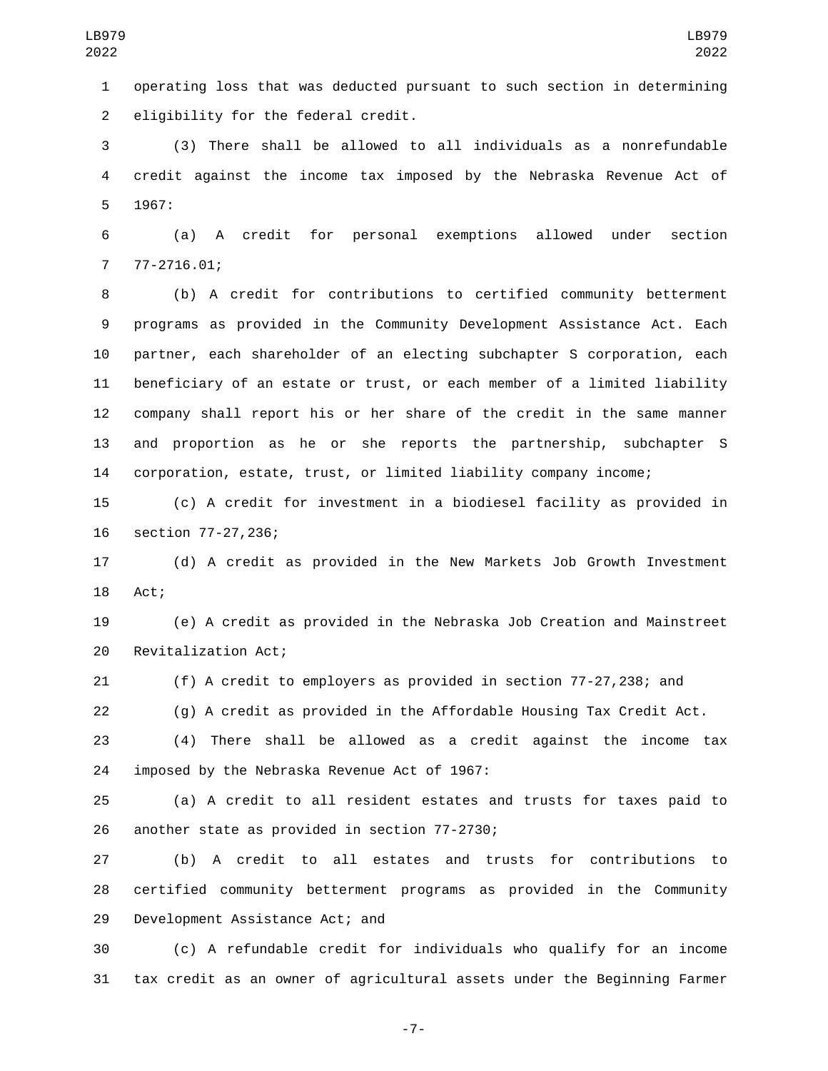operating loss that was deducted pursuant to such section in determining eligibility for the federal credit.

(3) There shall be allowed to all individuals as a nonrefundable credit against the income tax imposed by the Nebraska Revenue Act of 1967:

(a) A credit for personal exemptions allowed under section 77-2716.01;

(b) A credit for contributions to certified community betterment programs as provided in the Community Development Assistance Act. Each partner, each shareholder of an electing subchapter S corporation, each beneficiary of an estate or trust, or each member of a limited liability company shall report his or her share of the credit in the same manner and proportion as he or she reports the partnership, subchapter S corporation, estate, trust, or limited liability company income;

(c) A credit for investment in a biodiesel facility as provided in section 77-27,236;

(d) A credit as provided in the New Markets Job Growth Investment Act;

(e) A credit as provided in the Nebraska Job Creation and Mainstreet Revitalization Act;

(f) A credit to employers as provided in section 77-27,238; and

(g) A credit as provided in the Affordable Housing Tax Credit Act.

(4) There shall be allowed as a credit against the income tax imposed by the Nebraska Revenue Act of 1967:

(a) A credit to all resident estates and trusts for taxes paid to another state as provided in section 77-2730;

(b) A credit to all estates and trusts for contributions to certified community betterment programs as provided in the Community Development Assistance Act; and

(c) A refundable credit for individuals who qualify for an income tax credit as an owner of agricultural assets under the Beginning Farmer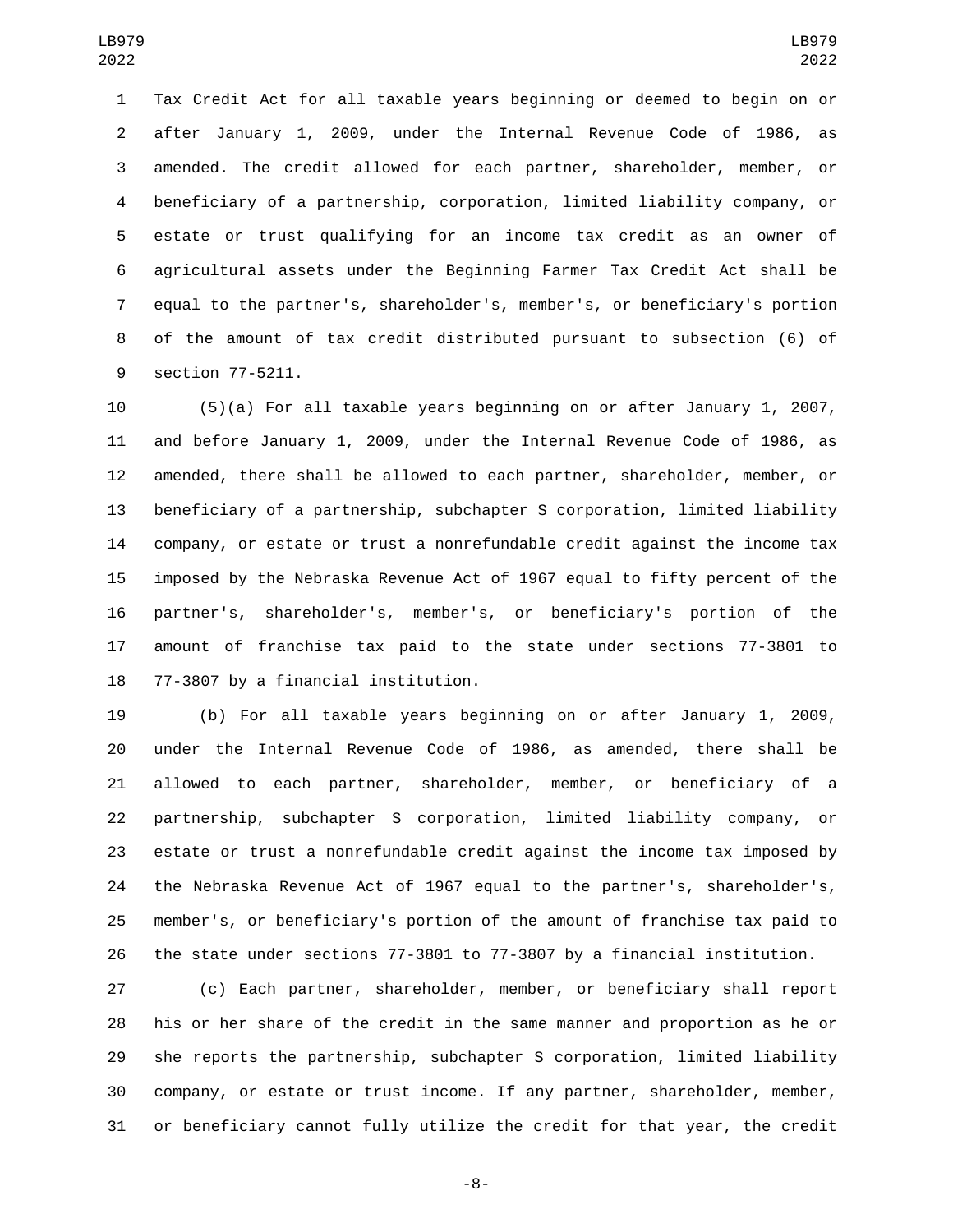Tax Credit Act for all taxable years beginning or deemed to begin on or after January 1, 2009, under the Internal Revenue Code of 1986, as amended. The credit allowed for each partner, shareholder, member, or beneficiary of a partnership, corporation, limited liability company, or estate or trust qualifying for an income tax credit as an owner of agricultural assets under the Beginning Farmer Tax Credit Act shall be equal to the partner's, shareholder's, member's, or beneficiary's portion of the amount of tax credit distributed pursuant to subsection (6) of section 77-5211.

(5)(a) For all taxable years beginning on or after January 1, 2007, and before January 1, 2009, under the Internal Revenue Code of 1986, as amended, there shall be allowed to each partner, shareholder, member, or beneficiary of a partnership, subchapter S corporation, limited liability company, or estate or trust a nonrefundable credit against the income tax imposed by the Nebraska Revenue Act of 1967 equal to fifty percent of the partner's, shareholder's, member's, or beneficiary's portion of the amount of franchise tax paid to the state under sections 77-3801 to 77-3807 by a financial institution.

(b) For all taxable years beginning on or after January 1, 2009, under the Internal Revenue Code of 1986, as amended, there shall be allowed to each partner, shareholder, member, or beneficiary of a partnership, subchapter S corporation, limited liability company, or estate or trust a nonrefundable credit against the income tax imposed by the Nebraska Revenue Act of 1967 equal to the partner's, shareholder's, member's, or beneficiary's portion of the amount of franchise tax paid to the state under sections 77-3801 to 77-3807 by a financial institution.

(c) Each partner, shareholder, member, or beneficiary shall report his or her share of the credit in the same manner and proportion as he or she reports the partnership, subchapter S corporation, limited liability company, or estate or trust income. If any partner, shareholder, member, or beneficiary cannot fully utilize the credit for that year, the credit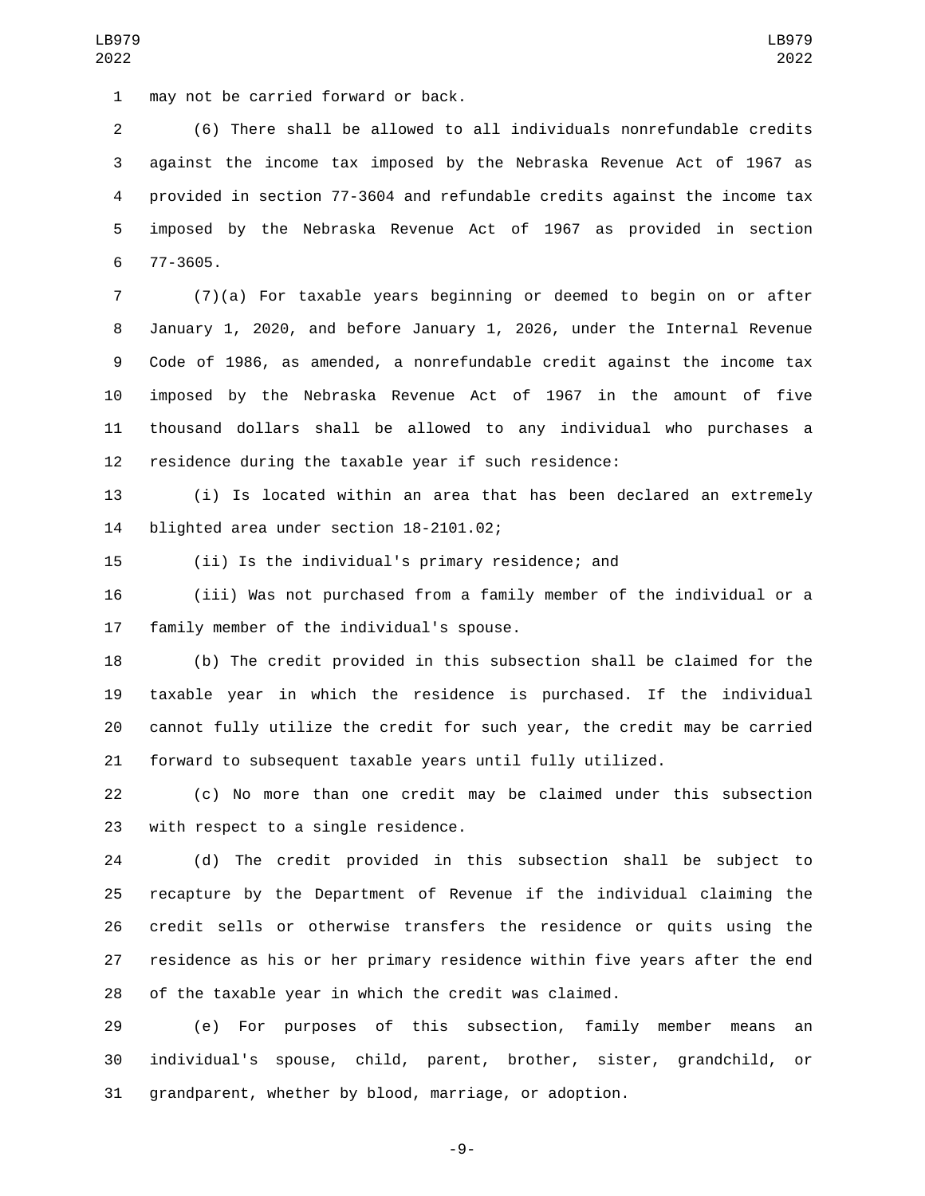may not be carried forward or back.

(6) There shall be allowed to all individuals nonrefundable credits against the income tax imposed by the Nebraska Revenue Act of 1967 as provided in section 77-3604 and refundable credits against the income tax imposed by the Nebraska Revenue Act of 1967 as provided in section 77-3605.

(7)(a) For taxable years beginning or deemed to begin on or after January 1, 2020, and before January 1, 2026, under the Internal Revenue Code of 1986, as amended, a nonrefundable credit against the income tax imposed by the Nebraska Revenue Act of 1967 in the amount of five thousand dollars shall be allowed to any individual who purchases a residence during the taxable year if such residence:

(i) Is located within an area that has been declared an extremely blighted area under section 18-2101.02;

(ii) Is the individual's primary residence; and

(iii) Was not purchased from a family member of the individual or a family member of the individual's spouse.

(b) The credit provided in this subsection shall be claimed for the taxable year in which the residence is purchased. If the individual cannot fully utilize the credit for such year, the credit may be carried forward to subsequent taxable years until fully utilized.

(c) No more than one credit may be claimed under this subsection with respect to a single residence.

(d) The credit provided in this subsection shall be subject to recapture by the Department of Revenue if the individual claiming the credit sells or otherwise transfers the residence or quits using the residence as his or her primary residence within five years after the end of the taxable year in which the credit was claimed.

(e) For purposes of this subsection, family member means an individual's spouse, child, parent, brother, sister, grandchild, or grandparent, whether by blood, marriage, or adoption.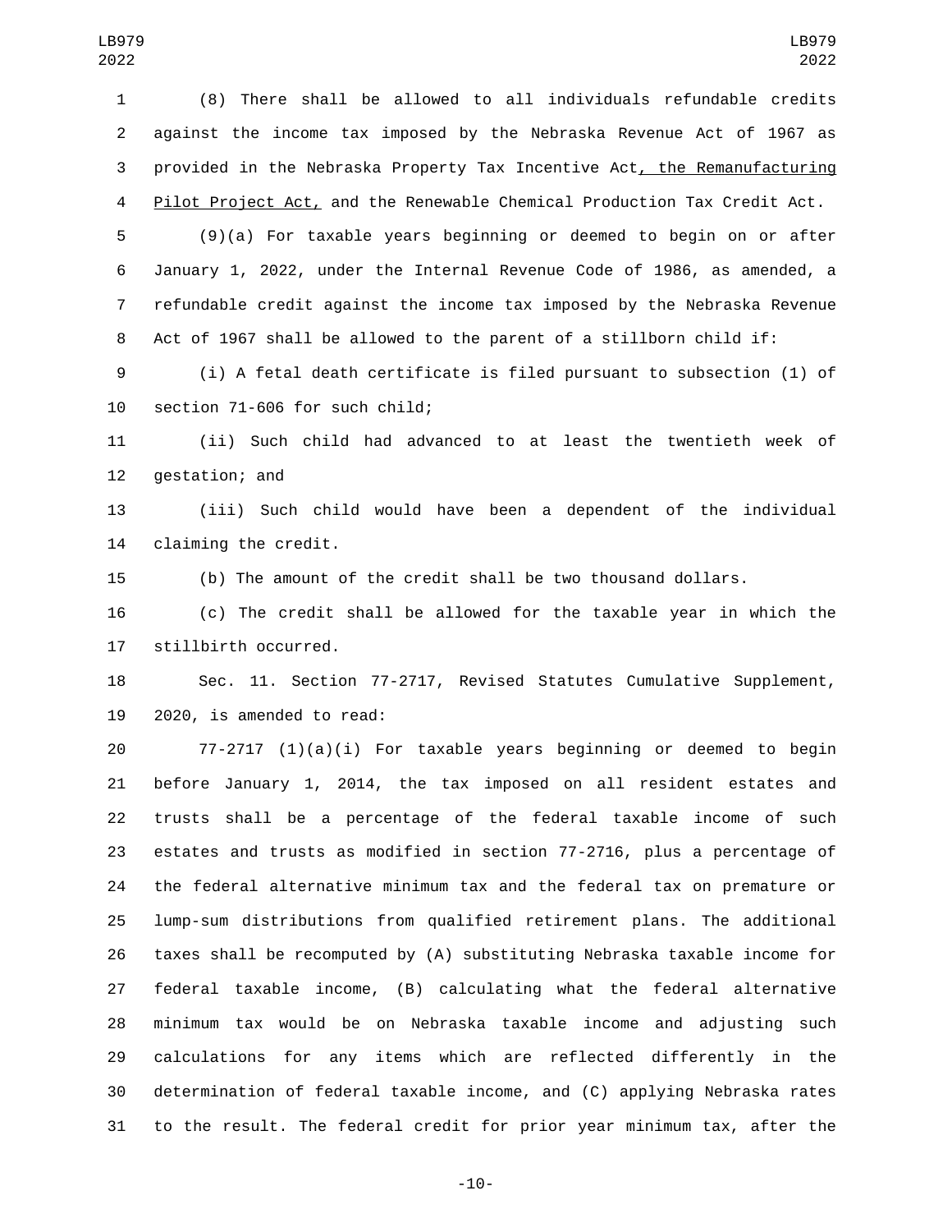(8) There shall be allowed to all individuals refundable credits against the income tax imposed by the Nebraska Revenue Act of 1967 as provided in the Nebraska Property Tax Incentive Act, the Remanufacturing Pilot Project Act, and the Renewable Chemical Production Tax Credit Act.

(9)(a) For taxable years beginning or deemed to begin on or after January 1, 2022, under the Internal Revenue Code of 1986, as amended, a refundable credit against the income tax imposed by the Nebraska Revenue Act of 1967 shall be allowed to the parent of a stillborn child if:

(i) A fetal death certificate is filed pursuant to subsection (1) of section 71-606 for such child;

(ii) Such child had advanced to at least the twentieth week of gestation; and

(iii) Such child would have been a dependent of the individual claiming the credit.

(b) The amount of the credit shall be two thousand dollars.

(c) The credit shall be allowed for the taxable year in which the stillbirth occurred.

Sec. 11. Section 77-2717, Revised Statutes Cumulative Supplement, 2020, is amended to read:

77-2717 (1)(a)(i) For taxable years beginning or deemed to begin before January 1, 2014, the tax imposed on all resident estates and trusts shall be a percentage of the federal taxable income of such estates and trusts as modified in section 77-2716, plus a percentage of the federal alternative minimum tax and the federal tax on premature or lump-sum distributions from qualified retirement plans. The additional taxes shall be recomputed by (A) substituting Nebraska taxable income for federal taxable income, (B) calculating what the federal alternative minimum tax would be on Nebraska taxable income and adjusting such calculations for any items which are reflected differently in the determination of federal taxable income, and (C) applying Nebraska rates to the result. The federal credit for prior year minimum tax, after the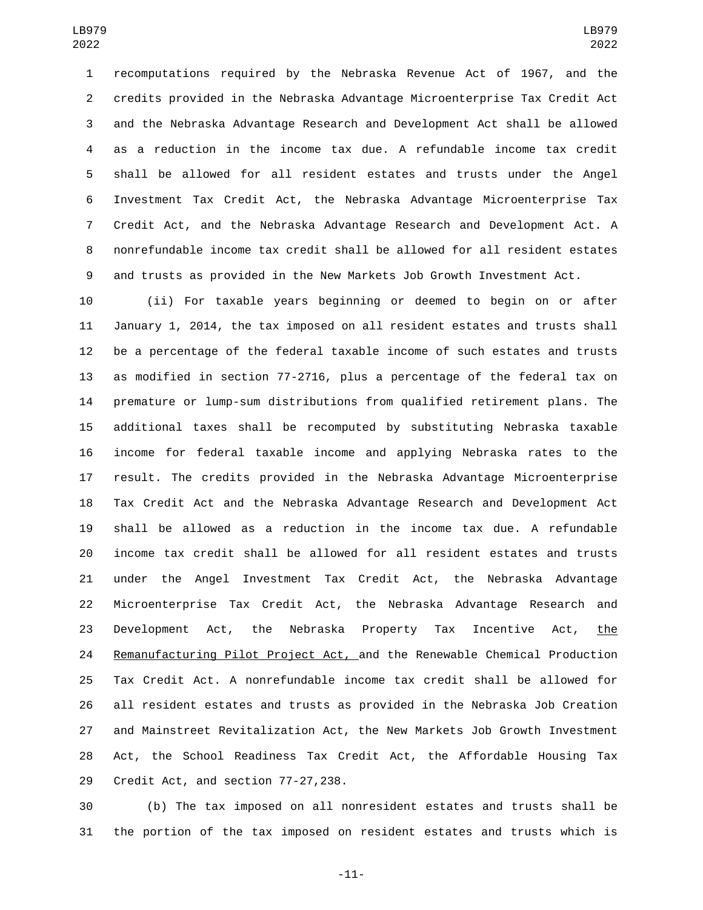recomputations required by the Nebraska Revenue Act of 1967, and the credits provided in the Nebraska Advantage Microenterprise Tax Credit Act and the Nebraska Advantage Research and Development Act shall be allowed as a reduction in the income tax due. A refundable income tax credit shall be allowed for all resident estates and trusts under the Angel Investment Tax Credit Act, the Nebraska Advantage Microenterprise Tax Credit Act, and the Nebraska Advantage Research and Development Act. A nonrefundable income tax credit shall be allowed for all resident estates and trusts as provided in the New Markets Job Growth Investment Act.

(ii) For taxable years beginning or deemed to begin on or after January 1, 2014, the tax imposed on all resident estates and trusts shall be a percentage of the federal taxable income of such estates and trusts as modified in section 77-2716, plus a percentage of the federal tax on premature or lump-sum distributions from qualified retirement plans. The additional taxes shall be recomputed by substituting Nebraska taxable income for federal taxable income and applying Nebraska rates to the result. The credits provided in the Nebraska Advantage Microenterprise Tax Credit Act and the Nebraska Advantage Research and Development Act shall be allowed as a reduction in the income tax due. A refundable income tax credit shall be allowed for all resident estates and trusts under the Angel Investment Tax Credit Act, the Nebraska Advantage Microenterprise Tax Credit Act, the Nebraska Advantage Research and Development Act, the Nebraska Property Tax Incentive Act, the Remanufacturing Pilot Project Act, and the Renewable Chemical Production Tax Credit Act. A nonrefundable income tax credit shall be allowed for all resident estates and trusts as provided in the Nebraska Job Creation and Mainstreet Revitalization Act, the New Markets Job Growth Investment Act, the School Readiness Tax Credit Act, the Affordable Housing Tax Credit Act, and section 77-27,238.

(b) The tax imposed on all nonresident estates and trusts shall be the portion of the tax imposed on resident estates and trusts which is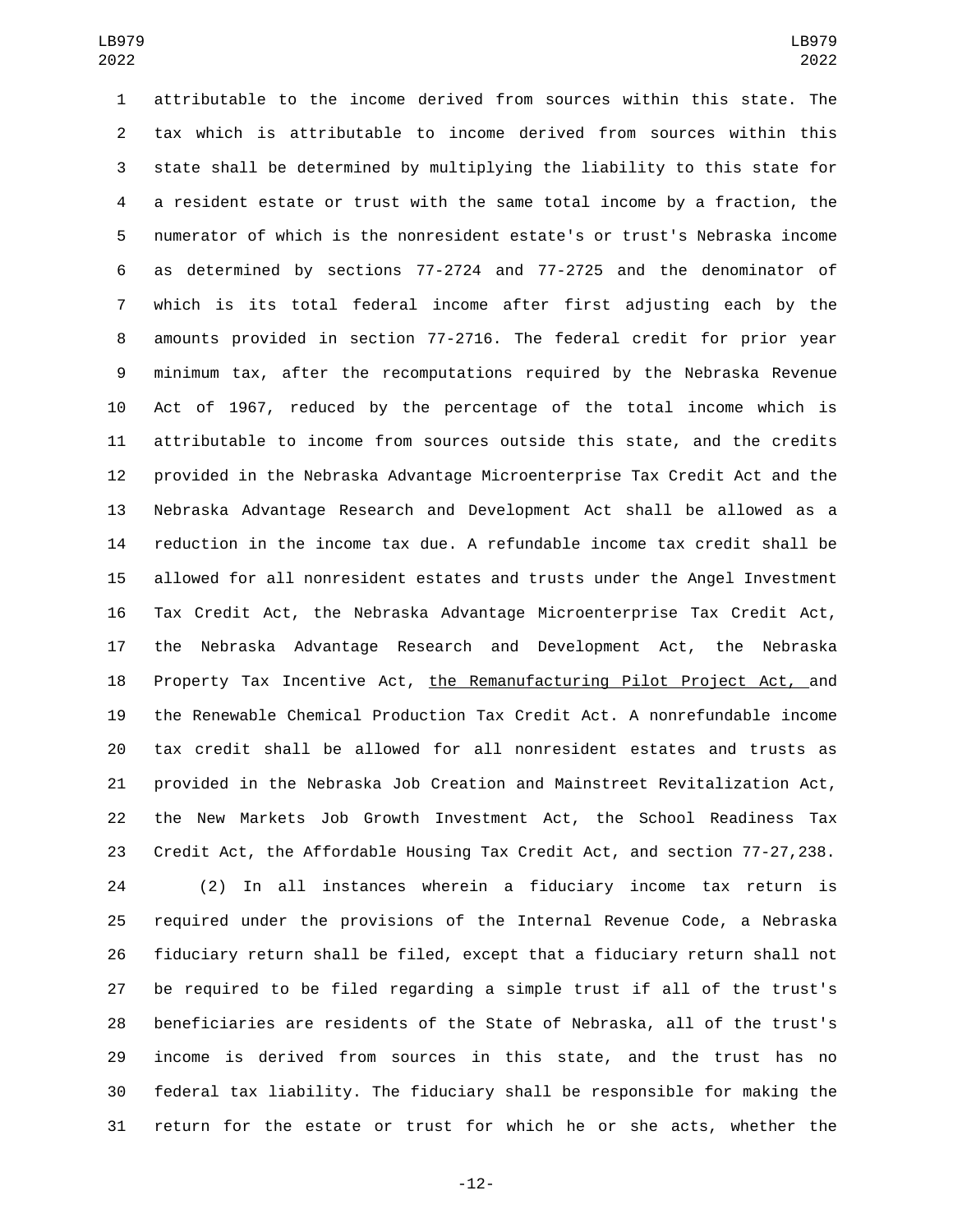attributable to the income derived from sources within this state. The tax which is attributable to income derived from sources within this state shall be determined by multiplying the liability to this state for a resident estate or trust with the same total income by a fraction, the numerator of which is the nonresident estate's or trust's Nebraska income as determined by sections 77-2724 and 77-2725 and the denominator of which is its total federal income after first adjusting each by the amounts provided in section 77-2716. The federal credit for prior year minimum tax, after the recomputations required by the Nebraska Revenue Act of 1967, reduced by the percentage of the total income which is attributable to income from sources outside this state, and the credits provided in the Nebraska Advantage Microenterprise Tax Credit Act and the Nebraska Advantage Research and Development Act shall be allowed as a reduction in the income tax due. A refundable income tax credit shall be allowed for all nonresident estates and trusts under the Angel Investment Tax Credit Act, the Nebraska Advantage Microenterprise Tax Credit Act, the Nebraska Advantage Research and Development Act, the Nebraska Property Tax Incentive Act, <u>the Remanufacturing Pilot Project Act,</u> and the Renewable Chemical Production Tax Credit Act. A nonrefundable income tax credit shall be allowed for all nonresident estates and trusts as provided in the Nebraska Job Creation and Mainstreet Revitalization Act, the New Markets Job Growth Investment Act, the School Readiness Tax Credit Act, the Affordable Housing Tax Credit Act, and section 77-27,238.

(2) In all instances wherein a fiduciary income tax return is required under the provisions of the Internal Revenue Code, a Nebraska fiduciary return shall be filed, except that a fiduciary return shall not be required to be filed regarding a simple trust if all of the trust's beneficiaries are residents of the State of Nebraska, all of the trust's income is derived from sources in this state, and the trust has no federal tax liability. The fiduciary shall be responsible for making the return for the estate or trust for which he or she acts, whether the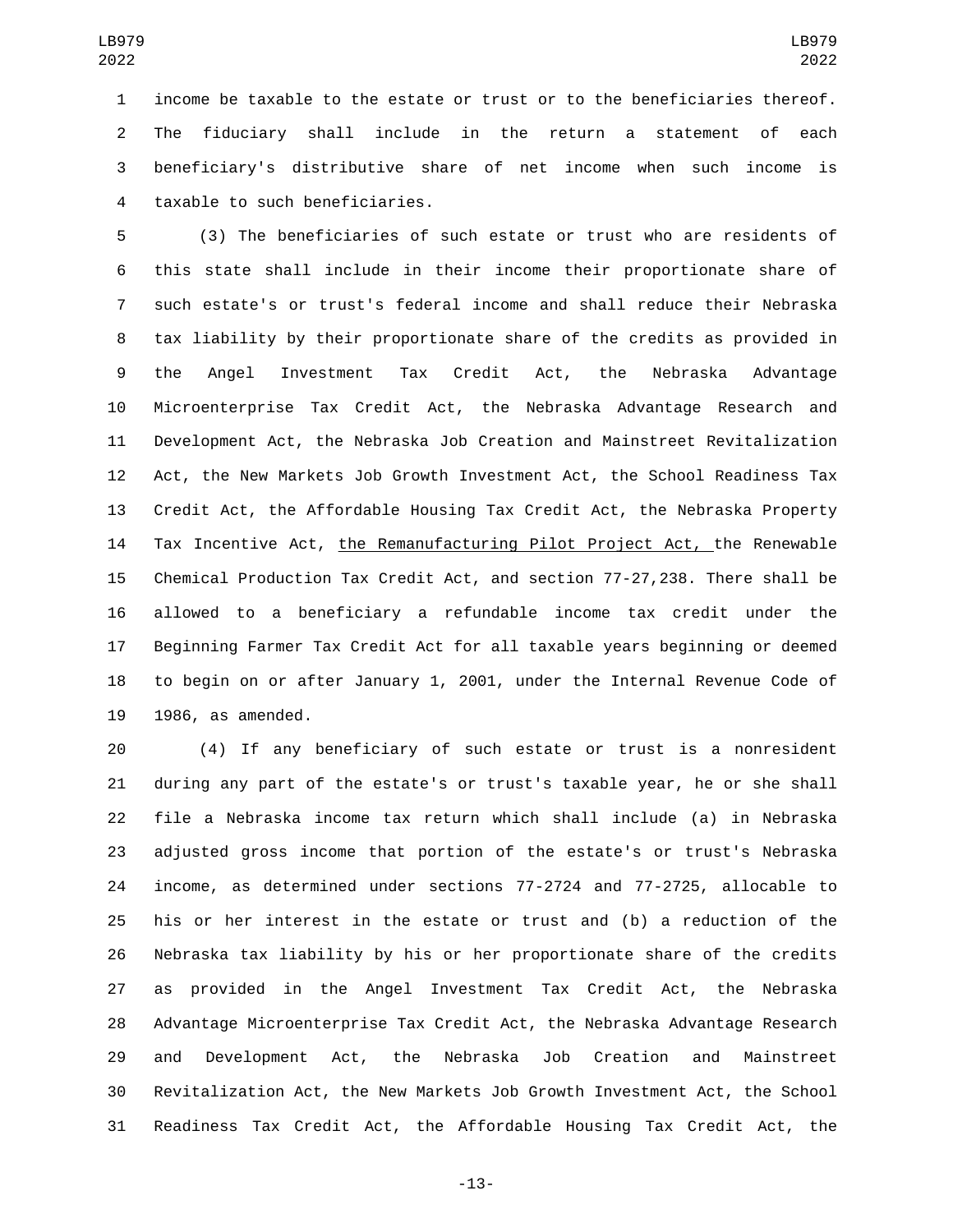income be taxable to the estate or trust or to the beneficiaries thereof. The fiduciary shall include in the return a statement of each beneficiary's distributive share of net income when such income is taxable to such beneficiaries.

(3) The beneficiaries of such estate or trust who are residents of this state shall include in their income their proportionate share of such estate's or trust's federal income and shall reduce their Nebraska tax liability by their proportionate share of the credits as provided in the Angel Investment Tax Credit Act, the Nebraska Advantage Microenterprise Tax Credit Act, the Nebraska Advantage Research and Development Act, the Nebraska Job Creation and Mainstreet Revitalization Act, the New Markets Job Growth Investment Act, the School Readiness Tax Credit Act, the Affordable Housing Tax Credit Act, the Nebraska Property Tax Incentive Act, the Remanufacturing Pilot Project Act, the Renewable Chemical Production Tax Credit Act, and section 77-27,238. There shall be allowed to a beneficiary a refundable income tax credit under the Beginning Farmer Tax Credit Act for all taxable years beginning or deemed to begin on or after January 1, 2001, under the Internal Revenue Code of 1986, as amended.

(4) If any beneficiary of such estate or trust is a nonresident during any part of the estate's or trust's taxable year, he or she shall file a Nebraska income tax return which shall include (a) in Nebraska adjusted gross income that portion of the estate's or trust's Nebraska income, as determined under sections 77-2724 and 77-2725, allocable to his or her interest in the estate or trust and (b) a reduction of the Nebraska tax liability by his or her proportionate share of the credits as provided in the Angel Investment Tax Credit Act, the Nebraska Advantage Microenterprise Tax Credit Act, the Nebraska Advantage Research and Development Act, the Nebraska Job Creation and Mainstreet Revitalization Act, the New Markets Job Growth Investment Act, the School Readiness Tax Credit Act, the Affordable Housing Tax Credit Act, the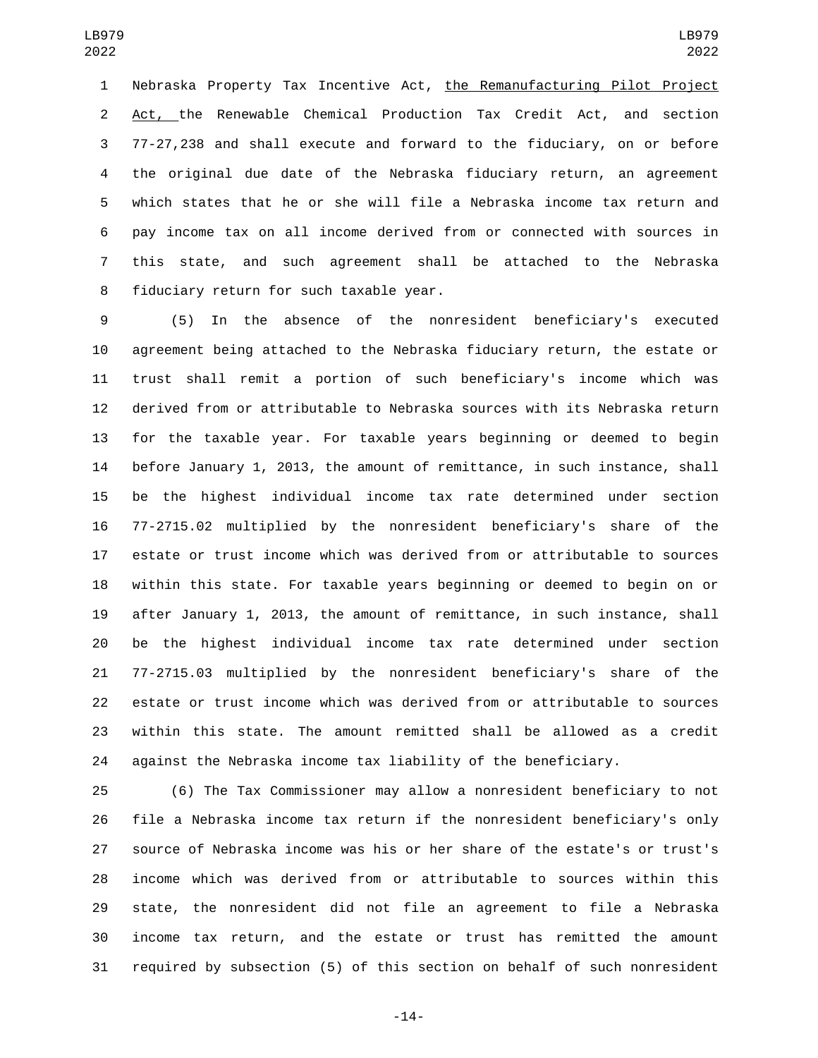Nebraska Property Tax Incentive Act, the Remanufacturing Pilot Project Act, the Renewable Chemical Production Tax Credit Act, and section 77-27,238 and shall execute and forward to the fiduciary, on or before the original due date of the Nebraska fiduciary return, an agreement which states that he or she will file a Nebraska income tax return and pay income tax on all income derived from or connected with sources in this state, and such agreement shall be attached to the Nebraska fiduciary return for such taxable year.

(5) In the absence of the nonresident beneficiary's executed agreement being attached to the Nebraska fiduciary return, the estate or trust shall remit a portion of such beneficiary's income which was derived from or attributable to Nebraska sources with its Nebraska return for the taxable year. For taxable years beginning or deemed to begin before January 1, 2013, the amount of remittance, in such instance, shall be the highest individual income tax rate determined under section 77-2715.02 multiplied by the nonresident beneficiary's share of the estate or trust income which was derived from or attributable to sources within this state. For taxable years beginning or deemed to begin on or after January 1, 2013, the amount of remittance, in such instance, shall be the highest individual income tax rate determined under section 77-2715.03 multiplied by the nonresident beneficiary's share of the estate or trust income which was derived from or attributable to sources within this state. The amount remitted shall be allowed as a credit against the Nebraska income tax liability of the beneficiary.

(6) The Tax Commissioner may allow a nonresident beneficiary to not file a Nebraska income tax return if the nonresident beneficiary's only source of Nebraska income was his or her share of the estate's or trust's income which was derived from or attributable to sources within this state, the nonresident did not file an agreement to file a Nebraska income tax return, and the estate or trust has remitted the amount required by subsection (5) of this section on behalf of such nonresident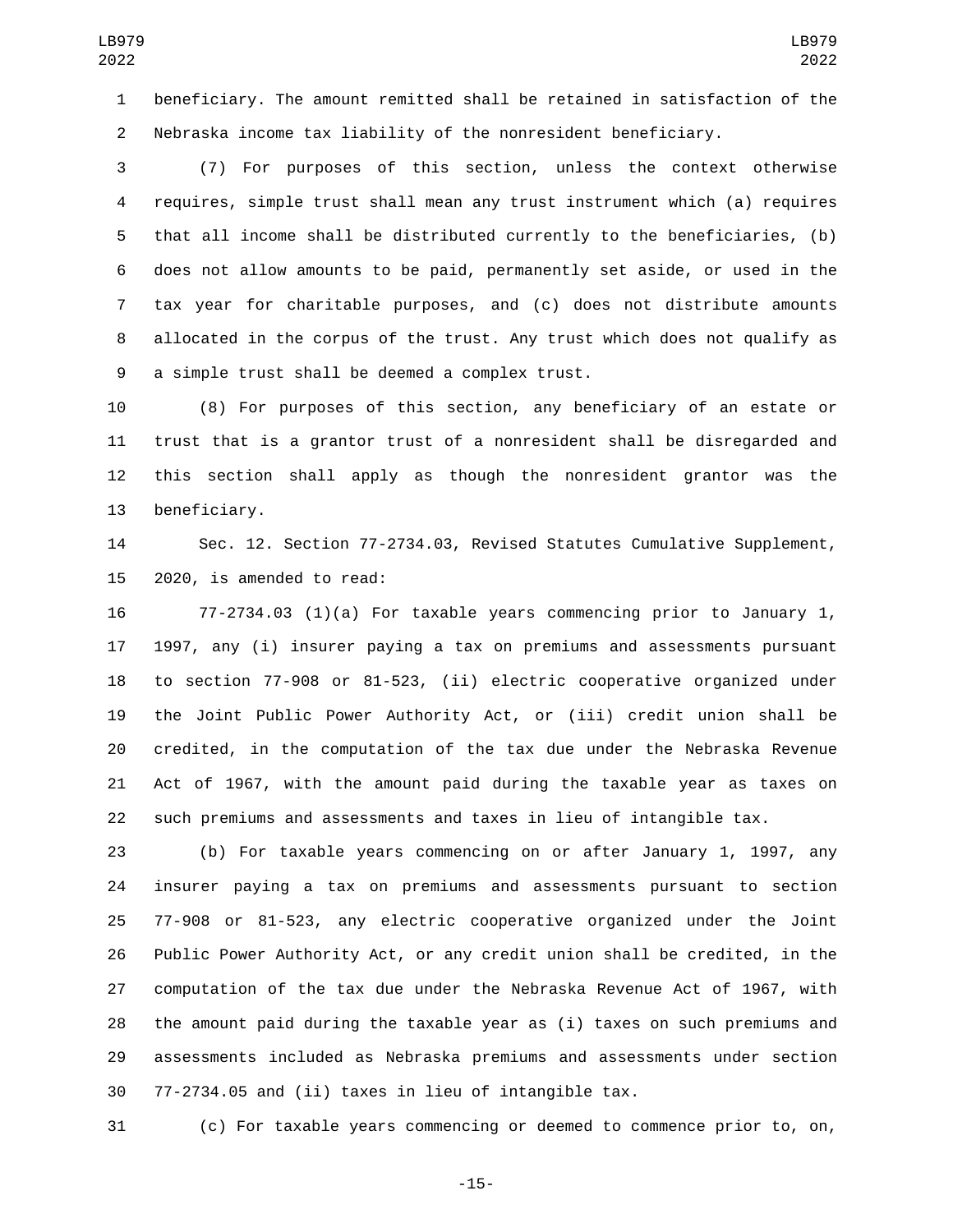beneficiary. The amount remitted shall be retained in satisfaction of the Nebraska income tax liability of the nonresident beneficiary.

(7) For purposes of this section, unless the context otherwise requires, simple trust shall mean any trust instrument which (a) requires that all income shall be distributed currently to the beneficiaries, (b) does not allow amounts to be paid, permanently set aside, or used in the tax year for charitable purposes, and (c) does not distribute amounts allocated in the corpus of the trust. Any trust which does not qualify as a simple trust shall be deemed a complex trust.

(8) For purposes of this section, any beneficiary of an estate or trust that is a grantor trust of a nonresident shall be disregarded and this section shall apply as though the nonresident grantor was the beneficiary.

Sec. 12. Section 77-2734.03, Revised Statutes Cumulative Supplement, 2020, is amended to read:

77-2734.03 (1)(a) For taxable years commencing prior to January 1, 1997, any (i) insurer paying a tax on premiums and assessments pursuant to section 77-908 or 81-523, (ii) electric cooperative organized under the Joint Public Power Authority Act, or (iii) credit union shall be credited, in the computation of the tax due under the Nebraska Revenue Act of 1967, with the amount paid during the taxable year as taxes on such premiums and assessments and taxes in lieu of intangible tax.

(b) For taxable years commencing on or after January 1, 1997, any insurer paying a tax on premiums and assessments pursuant to section 77-908 or 81-523, any electric cooperative organized under the Joint Public Power Authority Act, or any credit union shall be credited, in the computation of the tax due under the Nebraska Revenue Act of 1967, with the amount paid during the taxable year as (i) taxes on such premiums and assessments included as Nebraska premiums and assessments under section 77-2734.05 and (ii) taxes in lieu of intangible tax.

(c) For taxable years commencing or deemed to commence prior to, on,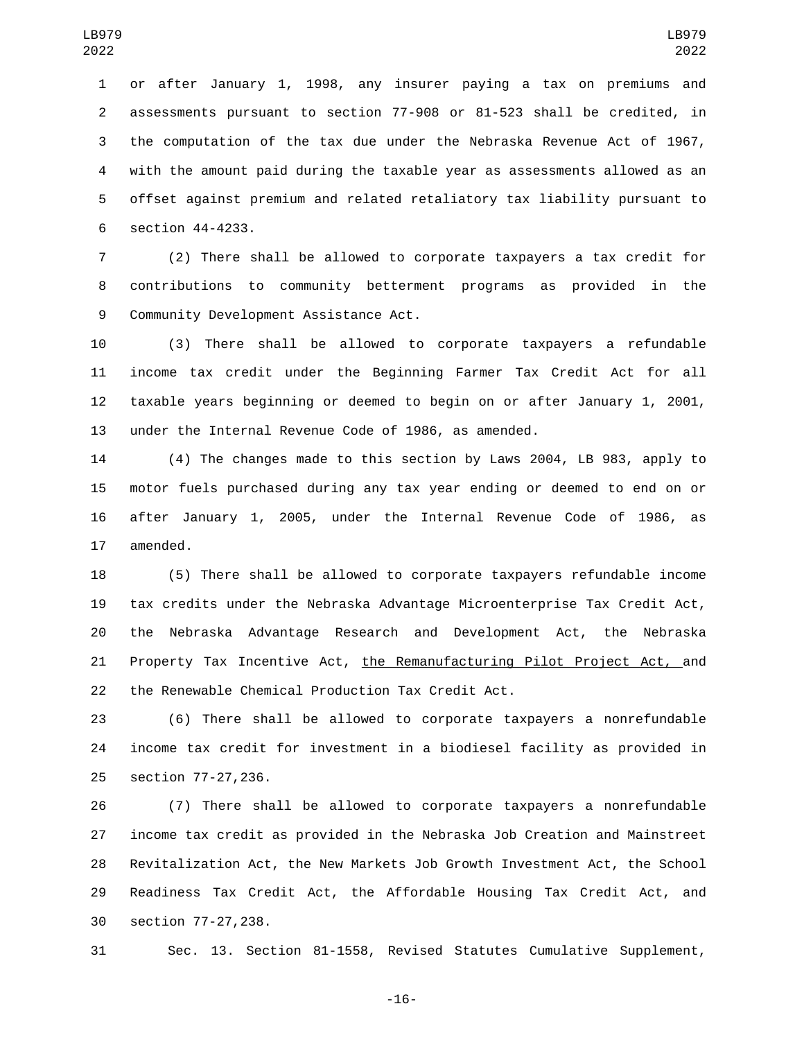or after January 1, 1998, any insurer paying a tax on premiums and assessments pursuant to section 77-908 or 81-523 shall be credited, in the computation of the tax due under the Nebraska Revenue Act of 1967, with the amount paid during the taxable year as assessments allowed as an offset against premium and related retaliatory tax liability pursuant to section 44-4233.

(2) There shall be allowed to corporate taxpayers a tax credit for contributions to community betterment programs as provided in the Community Development Assistance Act.

(3) There shall be allowed to corporate taxpayers a refundable income tax credit under the Beginning Farmer Tax Credit Act for all taxable years beginning or deemed to begin on or after January 1, 2001, under the Internal Revenue Code of 1986, as amended.

(4) The changes made to this section by Laws 2004, LB 983, apply to motor fuels purchased during any tax year ending or deemed to end on or after January 1, 2005, under the Internal Revenue Code of 1986, as amended.

(5) There shall be allowed to corporate taxpayers refundable income tax credits under the Nebraska Advantage Microenterprise Tax Credit Act, the Nebraska Advantage Research and Development Act, the Nebraska Property Tax Incentive Act, the Remanufacturing Pilot Project Act, and the Renewable Chemical Production Tax Credit Act.

(6) There shall be allowed to corporate taxpayers a nonrefundable income tax credit for investment in a biodiesel facility as provided in section 77-27,236.

(7) There shall be allowed to corporate taxpayers a nonrefundable income tax credit as provided in the Nebraska Job Creation and Mainstreet Revitalization Act, the New Markets Job Growth Investment Act, the School Readiness Tax Credit Act, the Affordable Housing Tax Credit Act, and section 77-27,238.

Sec. 13. Section 81-1558, Revised Statutes Cumulative Supplement,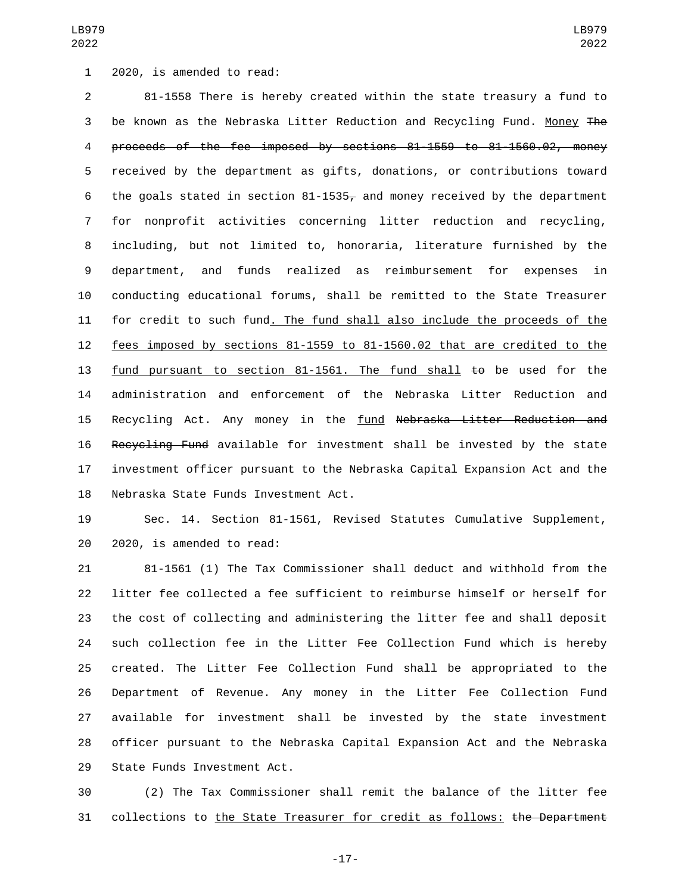2020, is amended to read:

81-1558 There is hereby created within the state treasury a fund to be known as the Nebraska Litter Reduction and Recycling Fund. Money ~~The proceeds of the fee imposed by sections 81-1559 to 81-1560.02, money~~ received by the department as gifts, donations, or contributions toward the goals stated in section 81-1535~~,~~ and money received by the department for nonprofit activities concerning litter reduction and recycling, including, but not limited to, honoraria, literature furnished by the department, and funds realized as reimbursement for expenses in conducting educational forums, shall be remitted to the State Treasurer for credit to such fund. The fund shall also include the proceeds of the fees imposed by sections 81-1559 to 81-1560.02 that are credited to the fund pursuant to section 81-1561. The fund shall ~~to~~ be used for the administration and enforcement of the Nebraska Litter Reduction and Recycling Act. Any money in the fund ~~Nebraska Litter Reduction and Recycling Fund~~ available for investment shall be invested by the state investment officer pursuant to the Nebraska Capital Expansion Act and the Nebraska State Funds Investment Act.

Sec. 14. Section 81-1561, Revised Statutes Cumulative Supplement, 2020, is amended to read:

81-1561 (1) The Tax Commissioner shall deduct and withhold from the litter fee collected a fee sufficient to reimburse himself or herself for the cost of collecting and administering the litter fee and shall deposit such collection fee in the Litter Fee Collection Fund which is hereby created. The Litter Fee Collection Fund shall be appropriated to the Department of Revenue. Any money in the Litter Fee Collection Fund available for investment shall be invested by the state investment officer pursuant to the Nebraska Capital Expansion Act and the Nebraska State Funds Investment Act.

(2) The Tax Commissioner shall remit the balance of the litter fee collections to the State Treasurer for credit as follows: ~~the Department~~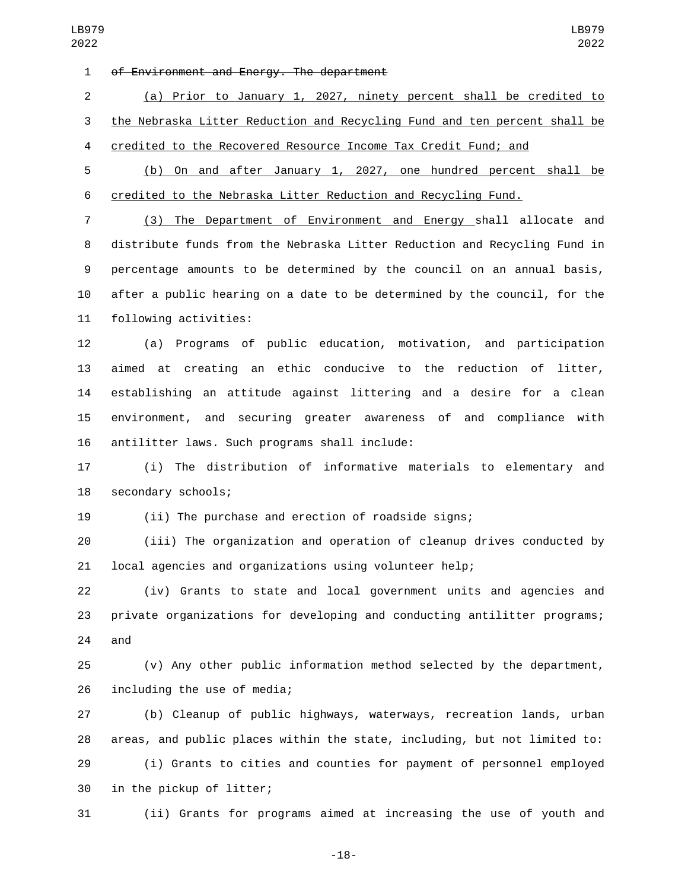~~of Environment and Energy. The department~~

<u>(a) Prior to January 1, 2027, ninety percent shall be credited to the Nebraska Litter Reduction and Recycling Fund and ten percent shall be credited to the Recovered Resource Income Tax Credit Fund; and</u>

<u>(b) On and after January 1, 2027, one hundred percent shall be credited to the Nebraska Litter Reduction and Recycling Fund.</u>

<u>(3) The Department of Environment and Energy</u> shall allocate and distribute funds from the Nebraska Litter Reduction and Recycling Fund in percentage amounts to be determined by the council on an annual basis, after a public hearing on a date to be determined by the council, for the following activities:

(a) Programs of public education, motivation, and participation aimed at creating an ethic conducive to the reduction of litter, establishing an attitude against littering and a desire for a clean environment, and securing greater awareness of and compliance with antilitter laws. Such programs shall include:

(i) The distribution of informative materials to elementary and secondary schools;

(ii) The purchase and erection of roadside signs;

(iii) The organization and operation of cleanup drives conducted by local agencies and organizations using volunteer help;

(iv) Grants to state and local government units and agencies and private organizations for developing and conducting antilitter programs; and

(v) Any other public information method selected by the department, including the use of media;

(b) Cleanup of public highways, waterways, recreation lands, urban areas, and public places within the state, including, but not limited to:

(i) Grants to cities and counties for payment of personnel employed in the pickup of litter;

(ii) Grants for programs aimed at increasing the use of youth and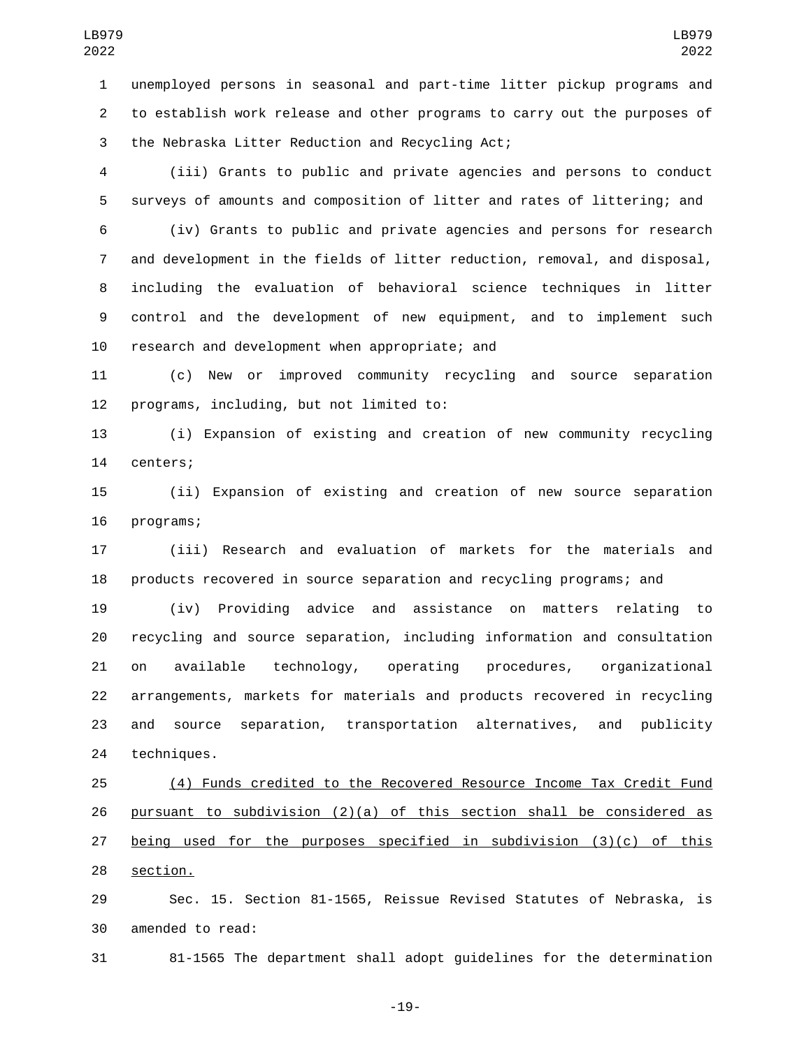unemployed persons in seasonal and part-time litter pickup programs and to establish work release and other programs to carry out the purposes of the Nebraska Litter Reduction and Recycling Act;

(iii) Grants to public and private agencies and persons to conduct surveys of amounts and composition of litter and rates of littering; and

(iv) Grants to public and private agencies and persons for research and development in the fields of litter reduction, removal, and disposal, including the evaluation of behavioral science techniques in litter control and the development of new equipment, and to implement such research and development when appropriate; and

(c) New or improved community recycling and source separation programs, including, but not limited to:

(i) Expansion of existing and creation of new community recycling centers;

(ii) Expansion of existing and creation of new source separation programs;

(iii) Research and evaluation of markets for the materials and products recovered in source separation and recycling programs; and

(iv) Providing advice and assistance on matters relating to recycling and source separation, including information and consultation on available technology, operating procedures, organizational arrangements, markets for materials and products recovered in recycling and source separation, transportation alternatives, and publicity techniques.

(4) Funds credited to the Recovered Resource Income Tax Credit Fund pursuant to subdivision (2)(a) of this section shall be considered as being used for the purposes specified in subdivision (3)(c) of this section.

Sec. 15. Section 81-1565, Reissue Revised Statutes of Nebraska, is amended to read:

81-1565 The department shall adopt guidelines for the determination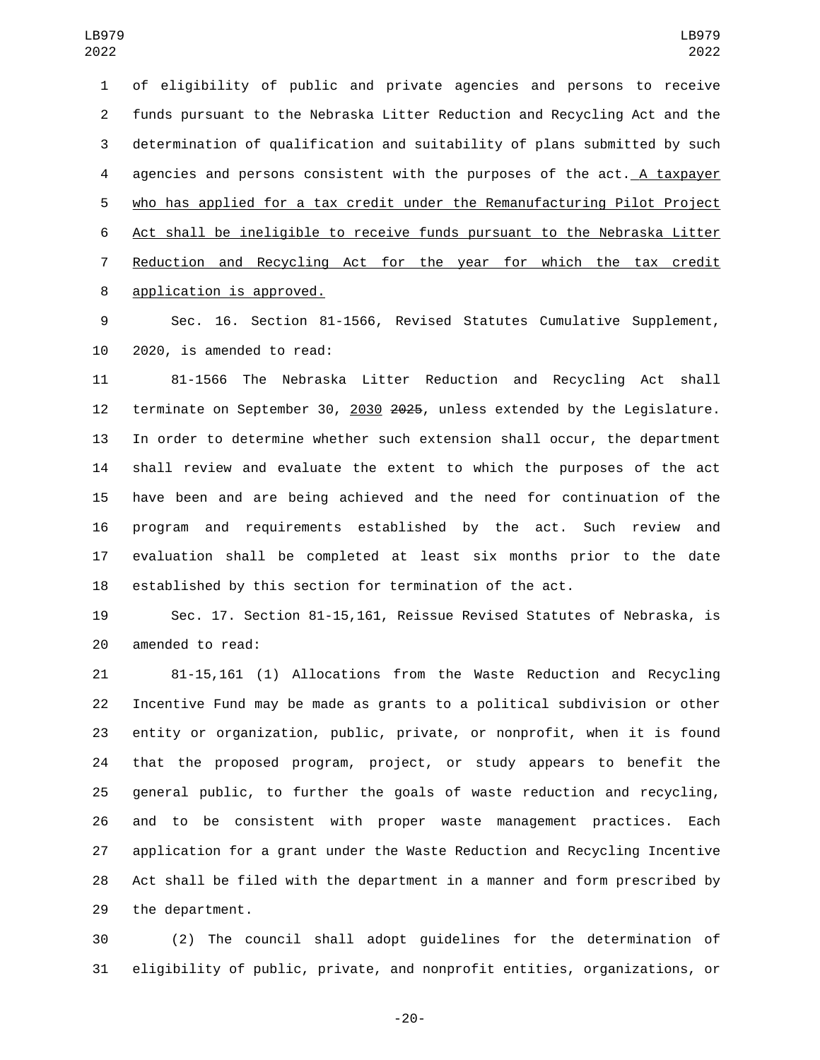of eligibility of public and private agencies and persons to receive funds pursuant to the Nebraska Litter Reduction and Recycling Act and the determination of qualification and suitability of plans submitted by such agencies and persons consistent with the purposes of the act. A taxpayer who has applied for a tax credit under the Remanufacturing Pilot Project Act shall be ineligible to receive funds pursuant to the Nebraska Litter Reduction and Recycling Act for the year for which the tax credit application is approved.

Sec. 16. Section 81-1566, Revised Statutes Cumulative Supplement, 2020, is amended to read:

81-1566 The Nebraska Litter Reduction and Recycling Act shall terminate on September 30, 2030 ~~2025~~, unless extended by the Legislature. In order to determine whether such extension shall occur, the department shall review and evaluate the extent to which the purposes of the act have been and are being achieved and the need for continuation of the program and requirements established by the act. Such review and evaluation shall be completed at least six months prior to the date established by this section for termination of the act.

Sec. 17. Section 81-15,161, Reissue Revised Statutes of Nebraska, is amended to read:

81-15,161 (1) Allocations from the Waste Reduction and Recycling Incentive Fund may be made as grants to a political subdivision or other entity or organization, public, private, or nonprofit, when it is found that the proposed program, project, or study appears to benefit the general public, to further the goals of waste reduction and recycling, and to be consistent with proper waste management practices. Each application for a grant under the Waste Reduction and Recycling Incentive Act shall be filed with the department in a manner and form prescribed by the department.

(2) The council shall adopt guidelines for the determination of eligibility of public, private, and nonprofit entities, organizations, or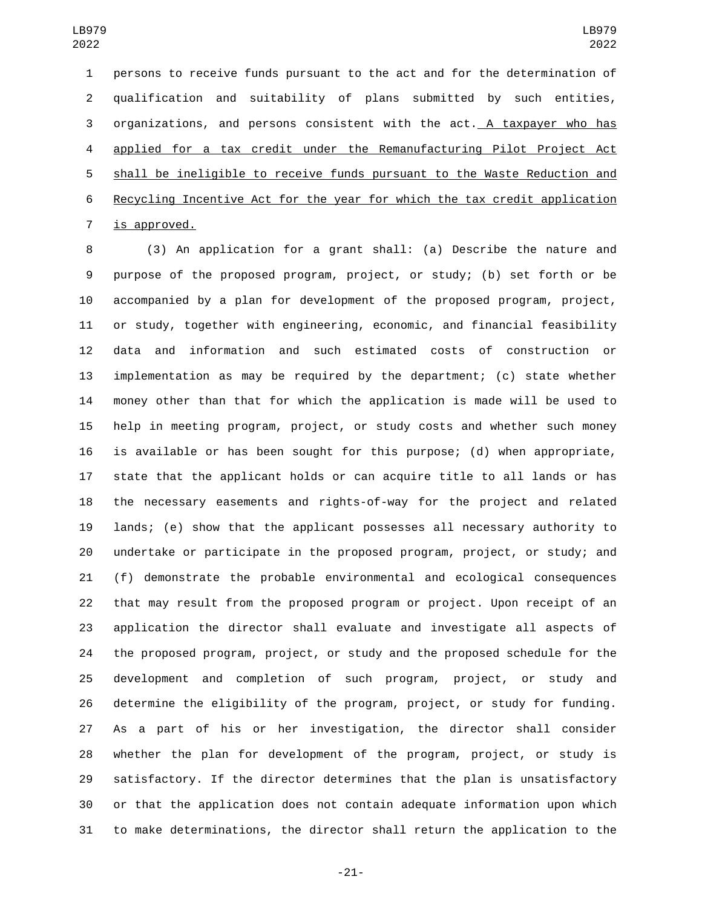persons to receive funds pursuant to the act and for the determination of qualification and suitability of plans submitted by such entities, organizations, and persons consistent with the act. <u>A taxpayer who has applied for a tax credit under the Remanufacturing Pilot Project Act shall be ineligible to receive funds pursuant to the Waste Reduction and Recycling Incentive Act for the year for which the tax credit application is approved.</u>

(3) An application for a grant shall: (a) Describe the nature and purpose of the proposed program, project, or study; (b) set forth or be accompanied by a plan for development of the proposed program, project, or study, together with engineering, economic, and financial feasibility data and information and such estimated costs of construction or implementation as may be required by the department; (c) state whether money other than that for which the application is made will be used to help in meeting program, project, or study costs and whether such money is available or has been sought for this purpose; (d) when appropriate, state that the applicant holds or can acquire title to all lands or has the necessary easements and rights-of-way for the project and related lands; (e) show that the applicant possesses all necessary authority to undertake or participate in the proposed program, project, or study; and (f) demonstrate the probable environmental and ecological consequences that may result from the proposed program or project. Upon receipt of an application the director shall evaluate and investigate all aspects of the proposed program, project, or study and the proposed schedule for the development and completion of such program, project, or study and determine the eligibility of the program, project, or study for funding. As a part of his or her investigation, the director shall consider whether the plan for development of the program, project, or study is satisfactory. If the director determines that the plan is unsatisfactory or that the application does not contain adequate information upon which to make determinations, the director shall return the application to the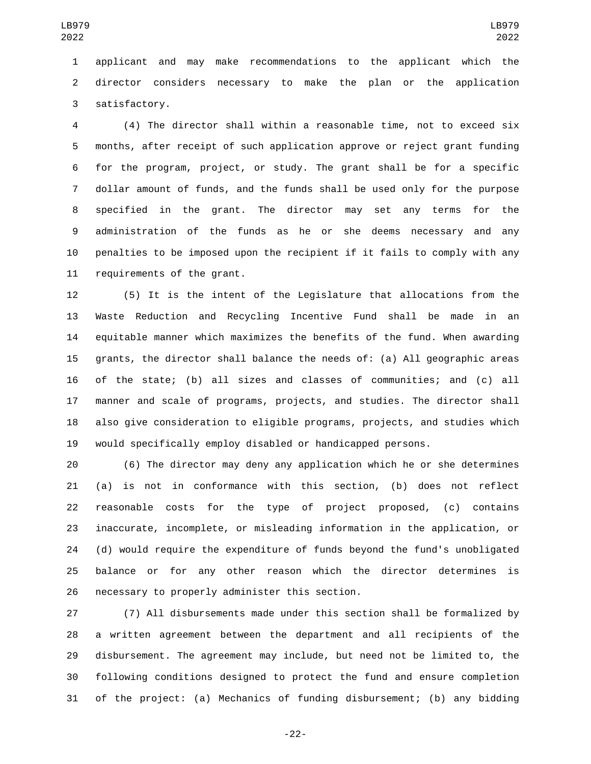applicant and may make recommendations to the applicant which the director considers necessary to make the plan or the application satisfactory.

(4) The director shall within a reasonable time, not to exceed six months, after receipt of such application approve or reject grant funding for the program, project, or study. The grant shall be for a specific dollar amount of funds, and the funds shall be used only for the purpose specified in the grant. The director may set any terms for the administration of the funds as he or she deems necessary and any penalties to be imposed upon the recipient if it fails to comply with any requirements of the grant.

(5) It is the intent of the Legislature that allocations from the Waste Reduction and Recycling Incentive Fund shall be made in an equitable manner which maximizes the benefits of the fund. When awarding grants, the director shall balance the needs of: (a) All geographic areas of the state; (b) all sizes and classes of communities; and (c) all manner and scale of programs, projects, and studies. The director shall also give consideration to eligible programs, projects, and studies which would specifically employ disabled or handicapped persons.

(6) The director may deny any application which he or she determines (a) is not in conformance with this section, (b) does not reflect reasonable costs for the type of project proposed, (c) contains inaccurate, incomplete, or misleading information in the application, or (d) would require the expenditure of funds beyond the fund's unobligated balance or for any other reason which the director determines is necessary to properly administer this section.

(7) All disbursements made under this section shall be formalized by a written agreement between the department and all recipients of the disbursement. The agreement may include, but need not be limited to, the following conditions designed to protect the fund and ensure completion of the project: (a) Mechanics of funding disbursement; (b) any bidding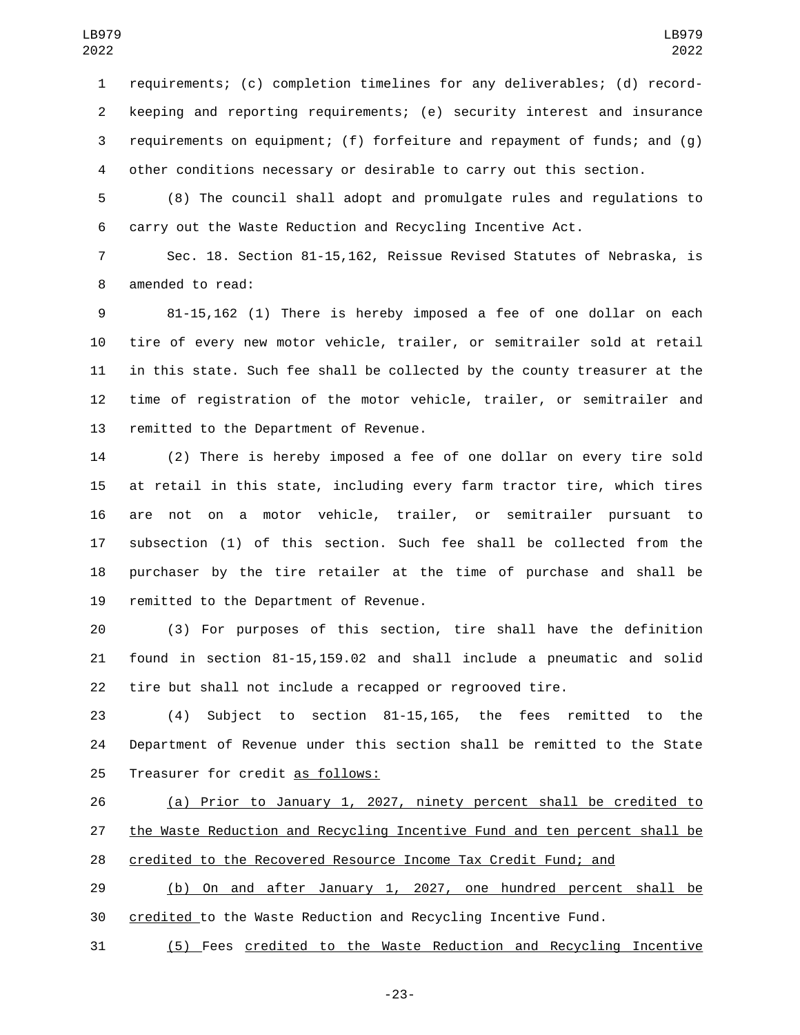requirements; (c) completion timelines for any deliverables; (d) record-keeping and reporting requirements; (e) security interest and insurance requirements on equipment; (f) forfeiture and repayment of funds; and (g) other conditions necessary or desirable to carry out this section.

(8) The council shall adopt and promulgate rules and regulations to carry out the Waste Reduction and Recycling Incentive Act.

Sec. 18. Section 81-15,162, Reissue Revised Statutes of Nebraska, is amended to read:

81-15,162 (1) There is hereby imposed a fee of one dollar on each tire of every new motor vehicle, trailer, or semitrailer sold at retail in this state. Such fee shall be collected by the county treasurer at the time of registration of the motor vehicle, trailer, or semitrailer and remitted to the Department of Revenue.

(2) There is hereby imposed a fee of one dollar on every tire sold at retail in this state, including every farm tractor tire, which tires are not on a motor vehicle, trailer, or semitrailer pursuant to subsection (1) of this section. Such fee shall be collected from the purchaser by the tire retailer at the time of purchase and shall be remitted to the Department of Revenue.

(3) For purposes of this section, tire shall have the definition found in section 81-15,159.02 and shall include a pneumatic and solid tire but shall not include a recapped or regrooved tire.

(4) Subject to section 81-15,165, the fees remitted to the Department of Revenue under this section shall be remitted to the State Treasurer for credit as follows:

(a) Prior to January 1, 2027, ninety percent shall be credited to the Waste Reduction and Recycling Incentive Fund and ten percent shall be credited to the Recovered Resource Income Tax Credit Fund; and

(b) On and after January 1, 2027, one hundred percent shall be credited to the Waste Reduction and Recycling Incentive Fund.

(5) Fees credited to the Waste Reduction and Recycling Incentive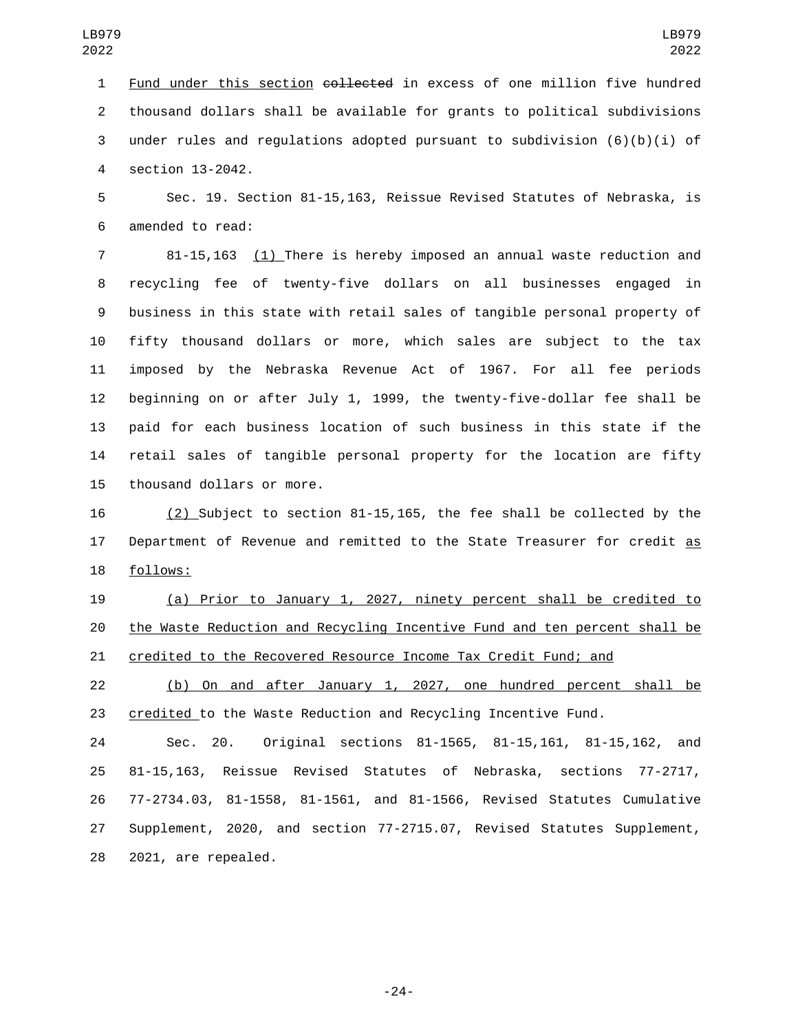Fund under this section ~~collected~~ in excess of one million five hundred thousand dollars shall be available for grants to political subdivisions under rules and regulations adopted pursuant to subdivision (6)(b)(i) of section 13-2042.

Sec. 19. Section 81-15,163, Reissue Revised Statutes of Nebraska, is amended to read:

81-15,163 (1) There is hereby imposed an annual waste reduction and recycling fee of twenty-five dollars on all businesses engaged in business in this state with retail sales of tangible personal property of fifty thousand dollars or more, which sales are subject to the tax imposed by the Nebraska Revenue Act of 1967. For all fee periods beginning on or after July 1, 1999, the twenty-five-dollar fee shall be paid for each business location of such business in this state if the retail sales of tangible personal property for the location are fifty thousand dollars or more.

(2) Subject to section 81-15,165, the fee shall be collected by the Department of Revenue and remitted to the State Treasurer for credit as follows:

(a) Prior to January 1, 2027, ninety percent shall be credited to the Waste Reduction and Recycling Incentive Fund and ten percent shall be credited to the Recovered Resource Income Tax Credit Fund; and

(b) On and after January 1, 2027, one hundred percent shall be credited to the Waste Reduction and Recycling Incentive Fund.

Sec. 20. Original sections 81-1565, 81-15,161, 81-15,162, and 81-15,163, Reissue Revised Statutes of Nebraska, sections 77-2717, 77-2734.03, 81-1558, 81-1561, and 81-1566, Revised Statutes Cumulative Supplement, 2020, and section 77-2715.07, Revised Statutes Supplement, 2021, are repealed.